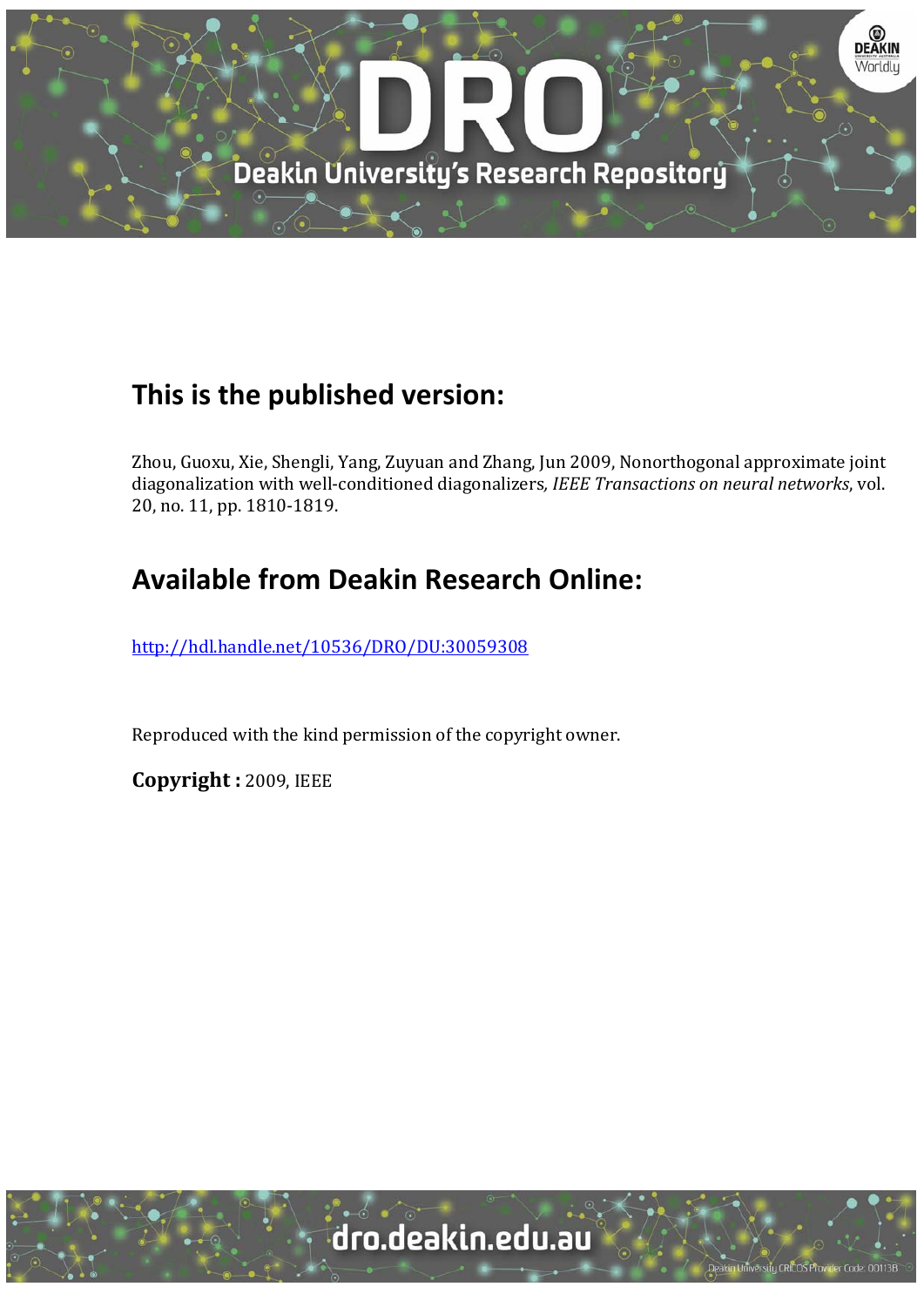## This is the published version:

Zhou, Guoxu, Xie, Shengli, Yang, Zuyuan and Zhang, Jun 2009, Nonorthogonal approximate joint diagonalization with well-conditioned diagonalizers*, IEEE Transactions on neural networks*, vol. 20, no. 11, pp. 1810-1819.

## Available from Deakin Research Online:

http://hdl.handle.net/10536/DRO/DU:30059308

Reproduced with the kind permission of the copyright owner.

**Copyright :** 2009, IEEE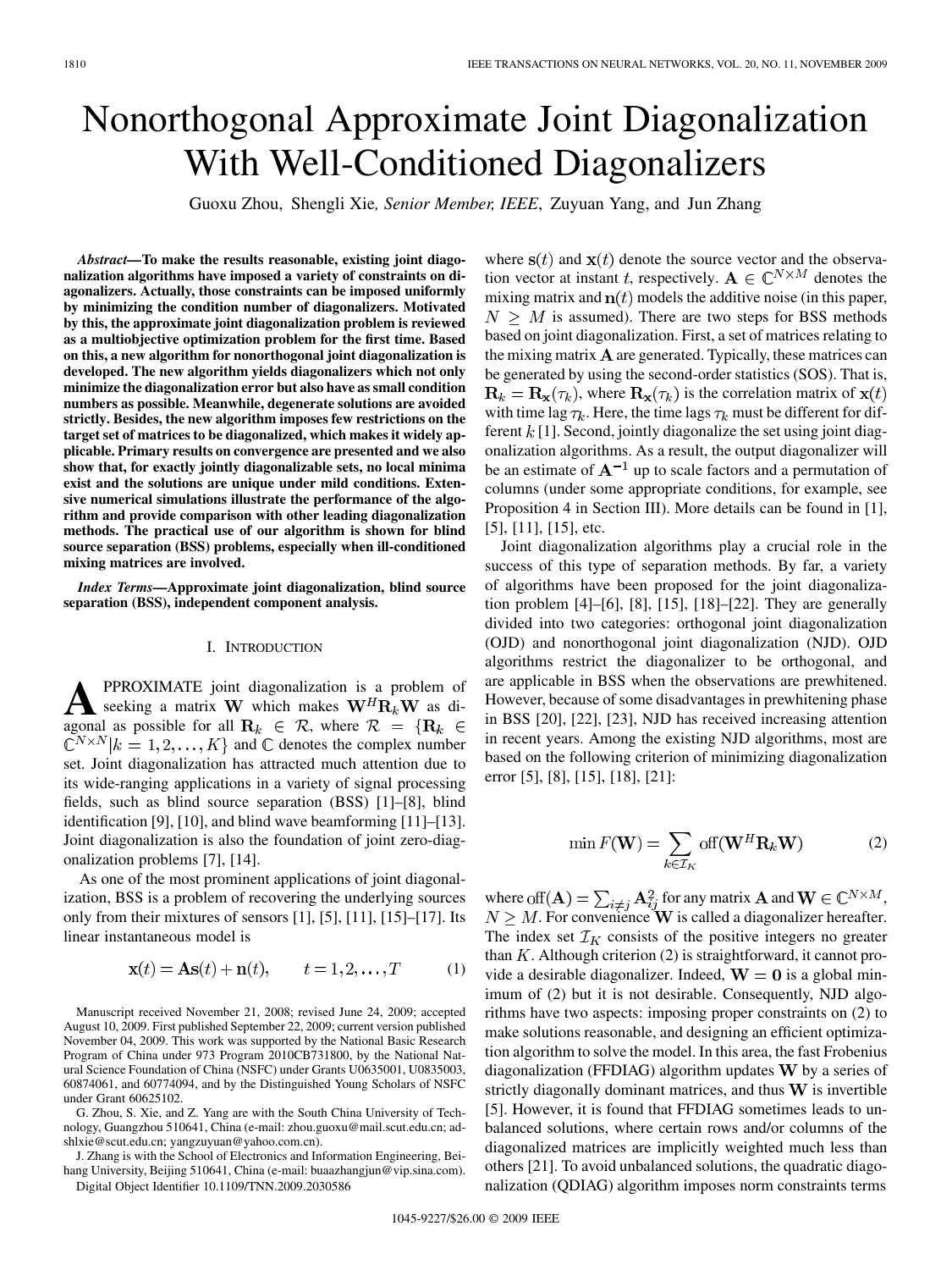# Nonorthogonal Approximate Joint Diagonalization With Well-Conditioned Diagonalizers

Guoxu Zhou, Shengli Xie, *Senior Member, IEEE*, Zuyuan Yang, and Jun Zhang

***Abstract*—To make the results reasonable, existing joint diagonalization algorithms have imposed a variety of constraints on diagonalizers. Actually, those constraints can be imposed uniformly by minimizing the condition number of diagonalizers. Motivated by this, the approximate joint diagonalization problem is reviewed as a multiobjective optimization problem for the first time. Based on this, a new algorithm for nonorthogonal joint diagonalization is developed. The new algorithm yields diagonalizers which not only minimize the diagonalization error but also have as small condition numbers as possible. Meanwhile, degenerate solutions are avoided strictly. Besides, the new algorithm imposes few restrictions on the target set of matrices to be diagonalized, which makes it widely applicable. Primary results on convergence are presented and we also show that, for exactly jointly diagonalizable sets, no local minima exist and the solutions are unique under mild conditions. Extensive numerical simulations illustrate the performance of the algorithm and provide comparison with other leading diagonalization methods. The practical use of our algorithm is shown for blind source separation (BSS) problems, especially when ill-conditioned mixing matrices are involved.**

***Index Terms*—Approximate joint diagonalization, blind source separation (BSS), independent component analysis.**

## I. INTRODUCTION

APPROXIMATE joint diagonalization is a problem of seeking a matrix $\mathbf{W}$ which makes $\mathbf{W}^H\mathbf{R}_k\mathbf{W}$ as diagonal as possible for all $\mathbf{R}_k \in \mathcal{R}$, where $\mathcal{R} = \{\mathbf{R}_k \in \mathbb{C}^{N\times N} | k = 1, 2, \ldots, K\}$ and $\mathbb{C}$ denotes the complex number set. Joint diagonalization has attracted much attention due to its wide-ranging applications in a variety of signal processing fields, such as blind source separation (BSS) [1]–[8], blind identification [9], [10], and blind wave beamforming [11]–[13]. Joint diagonalization is also the foundation of joint zero-diagonalization problems [7], [14].

As one of the most prominent applications of joint diagonalization, BSS is a problem of recovering the underlying sources only from their mixtures of sensors [1], [5], [11], [15]–[17]. Its linear instantaneous model is

$$\mathbf{x}(t) = \mathbf{A}\mathbf{s}(t) + \mathbf{n}(t), \qquad t = 1, 2, \ldots, T \tag{1}$$

where $\mathbf{s}(t)$ and $\mathbf{x}(t)$ denote the source vector and the observation vector at instant $t$, respectively. $\mathbf{A} \in \mathbb{C}^{N\times M}$ denotes the mixing matrix and $\mathbf{n}(t)$ models the additive noise (in this paper, $N \geq M$ is assumed). There are two steps for BSS methods based on joint diagonalization. First, a set of matrices relating to the mixing matrix $\mathbf{A}$ are generated. Typically, these matrices can be generated by using the second-order statistics (SOS). That is, $\mathbf{R}_k = \mathbf{R}_{\mathbf{x}}(\tau_k)$, where $\mathbf{R}_{\mathbf{x}}(\tau_k)$ is the correlation matrix of $\mathbf{x}(t)$ with time lag $\tau_k$. Here, the time lags $\tau_k$ must be different for different $k$ [1]. Second, jointly diagonalize the set using joint diagonalization algorithms. As a result, the output diagonalizer will be an estimate of $\mathbf{A}^{-1}$ up to scale factors and a permutation of columns (under some appropriate conditions, for example, see Proposition 4 in Section III). More details can be found in [1], [5], [11], [15], etc.

Joint diagonalization algorithms play a crucial role in the success of this type of separation methods. By far, a variety of algorithms have been proposed for the joint diagonalization problem [4]–[6], [8], [15], [18]–[22]. They are generally divided into two categories: orthogonal joint diagonalization (OJD) and nonorthogonal joint diagonalization (NJD). OJD algorithms restrict the diagonalizer to be orthogonal, and are applicable in BSS when the observations are prewhitened. However, because of some disadvantages in prewhitening phase in BSS [20], [22], [23], NJD has received increasing attention in recent years. Among the existing NJD algorithms, most are based on the following criterion of minimizing diagonalization error [5], [8], [15], [18], [21]:

$$\min F(\mathbf{W}) = \sum_{k\in\mathcal{I}_K} \operatorname{off}(\mathbf{W}^H\mathbf{R}_k\mathbf{W}) \tag{2}$$

where $\operatorname{off}(\mathbf{A}) = \sum_{i\neq j} \mathbf{A}_{ij}^2$ for any matrix $\mathbf{A}$ and $\mathbf{W} \in \mathbb{C}^{N\times M}$, $N \geq M$. For convenience $\mathbf{W}$ is called a diagonalizer hereafter. The index set $\mathcal{I}_K$ consists of the positive integers no greater than $K$. Although criterion (2) is straightforward, it cannot provide a desirable diagonalizer. Indeed, $\mathbf{W} = \mathbf{0}$ is a global minimum of (2) but it is not desirable. Consequently, NJD algorithms have two aspects: imposing proper constraints on (2) to make solutions reasonable, and designing an efficient optimization algorithm to solve the model. In this area, the fast Frobenius diagonalization (FFDIAG) algorithm updates $\mathbf{W}$ by a series of strictly diagonally dominant matrices, and thus $\mathbf{W}$ is invertible [5]. However, it is found that FFDIAG sometimes leads to unbalanced solutions, where certain rows and/or columns of the diagonalized matrices are implicitly weighted much less than others [21]. To avoid unbalanced solutions, the quadratic diagonalization (QDIAG) algorithm imposes norm constraints terms

Manuscript received November 21, 2008; revised June 24, 2009; accepted August 10, 2009. First published September 22, 2009; current version published November 04, 2009. This work was supported by the National Basic Research Program of China under 973 Program 2010CB731800, by the National Natural Science Foundation of China (NSFC) under Grants U0635001, U0835003, 60874061, and 60774094, and by the Distinguished Young Scholars of NSFC under Grant 60625102.

G. Zhou, S. Xie, and Z. Yang are with the South China University of Technology, Guangzhou 510641, China (e-mail: zhou.guoxu@mail.scut.edu.cn; adshlxie@scut.edu.cn; yangzuyuan@yahoo.com.cn).

J. Zhang is with the School of Electronics and Information Engineering, Beihang University, Beijing 510641, China (e-mail: buaazhangjun@vip.sina.com).

Digital Object Identifier 10.1109/TNN.2009.2030586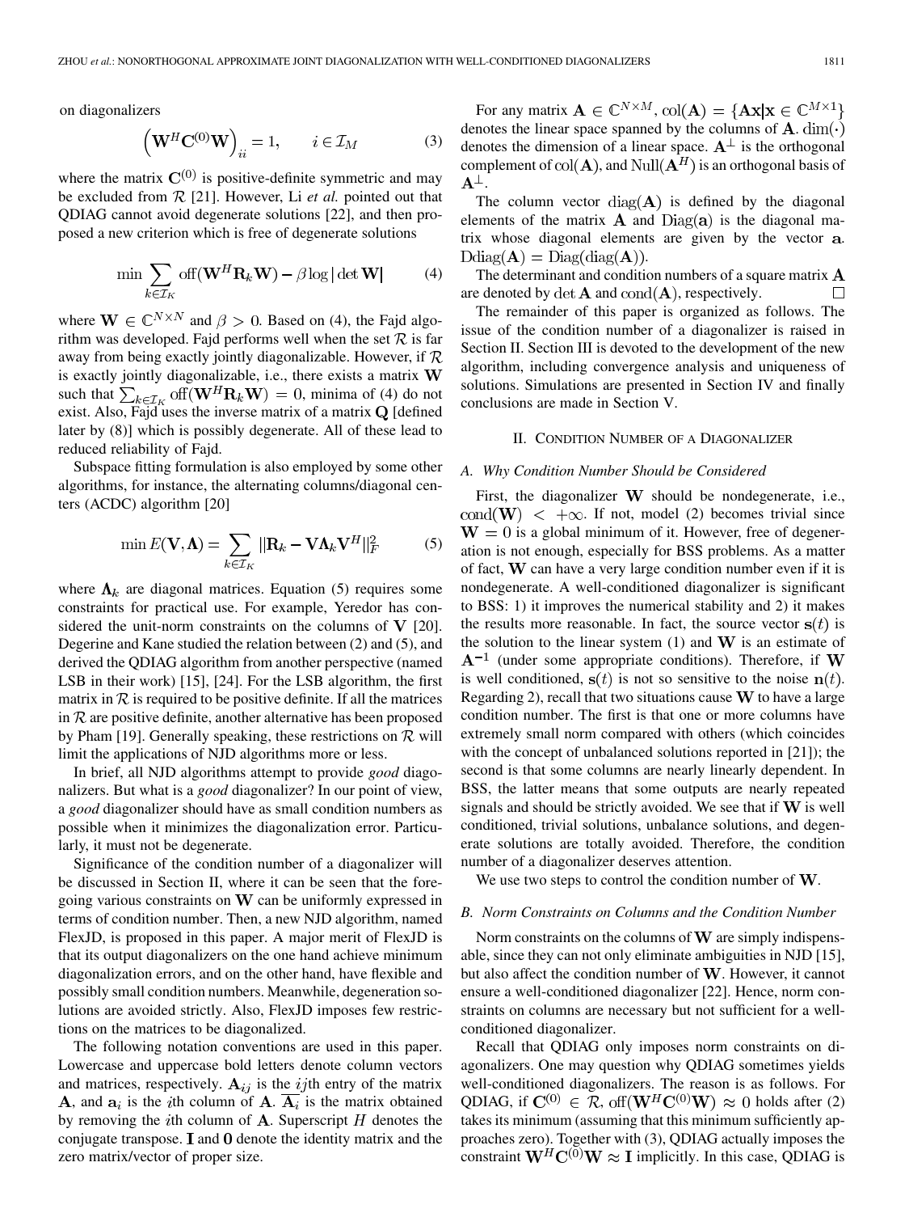on diagonalizers

$$\left(\mathbf{W}^H\mathbf{C}^{(0)}\mathbf{W}\right)_{ii} = 1, \qquad i \in \mathcal{I}_M \tag{3}$$

where the matrix $\mathbf{C}^{(0)}$ is positive-definite symmetric and may be excluded from $\mathcal{R}$ [21]. However, Li *et al.* pointed out that QDIAG cannot avoid degenerate solutions [22], and then proposed a new criterion which is free of degenerate solutions

$$\min \sum_{k\in\mathcal{I}_K} \text{off}(\mathbf{W}^H\mathbf{R}_k\mathbf{W}) - \beta \log|\det \mathbf{W}| \tag{4}$$

where $\mathbf{W} \in \mathbb{C}^{N\times N}$ and $\beta > 0$. Based on (4), the Fajd algorithm was developed. Fajd performs well when the set $\mathcal{R}$ is far away from being exactly jointly diagonalizable. However, if $\mathcal{R}$ is exactly jointly diagonalizable, i.e., there exists a matrix $\mathbf{W}$ such that $\sum_{k\in\mathcal{I}_K} \text{off}(\mathbf{W}^H\mathbf{R}_k\mathbf{W}) = 0$, minima of (4) do not exist. Also, Fajd uses the inverse matrix of a matrix $\mathbf{Q}$ [defined later by (8)] which is possibly degenerate. All of these lead to reduced reliability of Fajd.

Subspace fitting formulation is also employed by some other algorithms, for instance, the alternating columns/diagonal centers (ACDC) algorithm [20]

$$\min E(\mathbf{V}, \mathbf{\Lambda}) = \sum_{k\in\mathcal{I}_K} \|\mathbf{R}_k - \mathbf{V}\mathbf{\Lambda}_k\mathbf{V}^H\|_F^2 \tag{5}$$

where $\mathbf{\Lambda}_k$ are diagonal matrices. Equation (5) requires some constraints for practical use. For example, Yeredor has considered the unit-norm constraints on the columns of $\mathbf{V}$ [20]. Degerine and Kane studied the relation between (2) and (5), and derived the QDIAG algorithm from another perspective (named LSB in their work) [15], [24]. For the LSB algorithm, the first matrix in $\mathcal{R}$ is required to be positive definite. If all the matrices in $\mathcal{R}$ are positive definite, another alternative has been proposed by Pham [19]. Generally speaking, these restrictions on $\mathcal{R}$ will limit the applications of NJD algorithms more or less.

In brief, all NJD algorithms attempt to provide *good* diagonalizers. But what is a *good* diagonalizer? In our point of view, a *good* diagonalizer should have as small condition numbers as possible when it minimizes the diagonalization error. Particularly, it must not be degenerate.

Significance of the condition number of a diagonalizer will be discussed in Section II, where it can be seen that the foregoing various constraints on $\mathbf{W}$ can be uniformly expressed in terms of condition number. Then, a new NJD algorithm, named FlexJD, is proposed in this paper. A major merit of FlexJD is that its output diagonalizers on the one hand achieve minimum diagonalization errors, and on the other hand, have flexible and possibly small condition numbers. Meanwhile, degeneration solutions are avoided strictly. Also, FlexJD imposes few restrictions on the matrices to be diagonalized.

The following notation conventions are used in this paper. Lowercase and uppercase bold letters denote column vectors and matrices, respectively. $\mathbf{A}_{ij}$ is the $ij$th entry of the matrix $\mathbf{A}$, and $\mathbf{a}_i$ is the $i$th column of $\mathbf{A}$. $\overline{\mathbf{A}_i}$ is the matrix obtained by removing the $i$th column of $\mathbf{A}$. Superscript $H$ denotes the conjugate transpose. $\mathbf{I}$ and $\mathbf{0}$ denote the identity matrix and the zero matrix/vector of proper size.

For any matrix $\mathbf{A} \in \mathbb{C}^{N\times M}$, $\text{col}(\mathbf{A}) = \{\mathbf{A}\mathbf{x} | \mathbf{x} \in \mathbb{C}^{M\times 1}\}$ denotes the linear space spanned by the columns of $\mathbf{A}$. $\dim(\cdot)$ denotes the dimension of a linear space. $\mathbf{A}^\perp$ is the orthogonal complement of $\text{col}(\mathbf{A})$, and $\text{Null}(\mathbf{A}^H)$ is an orthogonal basis of $\mathbf{A}^\perp$.

The column vector $\text{diag}(\mathbf{A})$ is defined by the diagonal elements of the matrix $\mathbf{A}$ and $\text{Diag}(\mathbf{a})$ is the diagonal matrix whose diagonal elements are given by the vector $\mathbf{a}$. $\text{Ddiag}(\mathbf{A}) = \text{Diag}(\text{diag}(\mathbf{A}))$.

The determinant and condition numbers of a square matrix $\mathbf{A}$ are denoted by $\det \mathbf{A}$ and $\text{cond}(\mathbf{A})$, respectively. □

The remainder of this paper is organized as follows. The issue of the condition number of a diagonalizer is raised in Section II. Section III is devoted to the development of the new algorithm, including convergence analysis and uniqueness of solutions. Simulations are presented in Section IV and finally conclusions are made in Section V.

## II. Condition Number of a Diagonalizer

### A. Why Condition Number Should be Considered

First, the diagonalizer $\mathbf{W}$ should be nondegenerate, i.e., $\text{cond}(\mathbf{W}) < +\infty$. If not, model (2) becomes trivial since $\mathbf{W} = 0$ is a global minimum of it. However, free of degeneration is not enough, especially for BSS problems. As a matter of fact, $\mathbf{W}$ can have a very large condition number even if it is nondegenerate. A well-conditioned diagonalizer is significant to BSS: 1) it improves the numerical stability and 2) it makes the results more reasonable. In fact, the source vector $\mathbf{s}(t)$ is the solution to the linear system (1) and $\mathbf{W}$ is an estimate of $\mathbf{A}^{-1}$ (under some appropriate conditions). Therefore, if $\mathbf{W}$ is well conditioned, $\mathbf{s}(t)$ is not so sensitive to the noise $\mathbf{n}(t)$. Regarding 2), recall that two situations cause $\mathbf{W}$ to have a large condition number. The first is that one or more columns have extremely small norm compared with others (which coincides with the concept of unbalanced solutions reported in [21]); the second is that some columns are nearly linearly dependent. In BSS, the latter means that some outputs are nearly repeated signals and should be strictly avoided. We see that if $\mathbf{W}$ is well conditioned, trivial solutions, unbalance solutions, and degenerate solutions are totally avoided. Therefore, the condition number of a diagonalizer deserves attention.

We use two steps to control the condition number of $\mathbf{W}$.

### B. Norm Constraints on Columns and the Condition Number

Norm constraints on the columns of $\mathbf{W}$ are simply indispensable, since they can not only eliminate ambiguities in NJD [15], but also affect the condition number of $\mathbf{W}$. However, it cannot ensure a well-conditioned diagonalizer [22]. Hence, norm constraints on columns are necessary but not sufficient for a well-conditioned diagonalizer.

Recall that QDIAG only imposes norm constraints on diagonalizers. One may question why QDIAG sometimes yields well-conditioned diagonalizers. The reason is as follows. For QDIAG, if $\mathbf{C}^{(0)} \in \mathcal{R}$, $\text{off}(\mathbf{W}^H\mathbf{C}^{(0)}\mathbf{W}) \approx 0$ holds after (2) takes its minimum (assuming that this minimum sufficiently approaches zero). Together with (3), QDIAG actually imposes the constraint $\mathbf{W}^H\mathbf{C}^{(0)}\mathbf{W} \approx \mathbf{I}$ implicitly. In this case, QDIAG is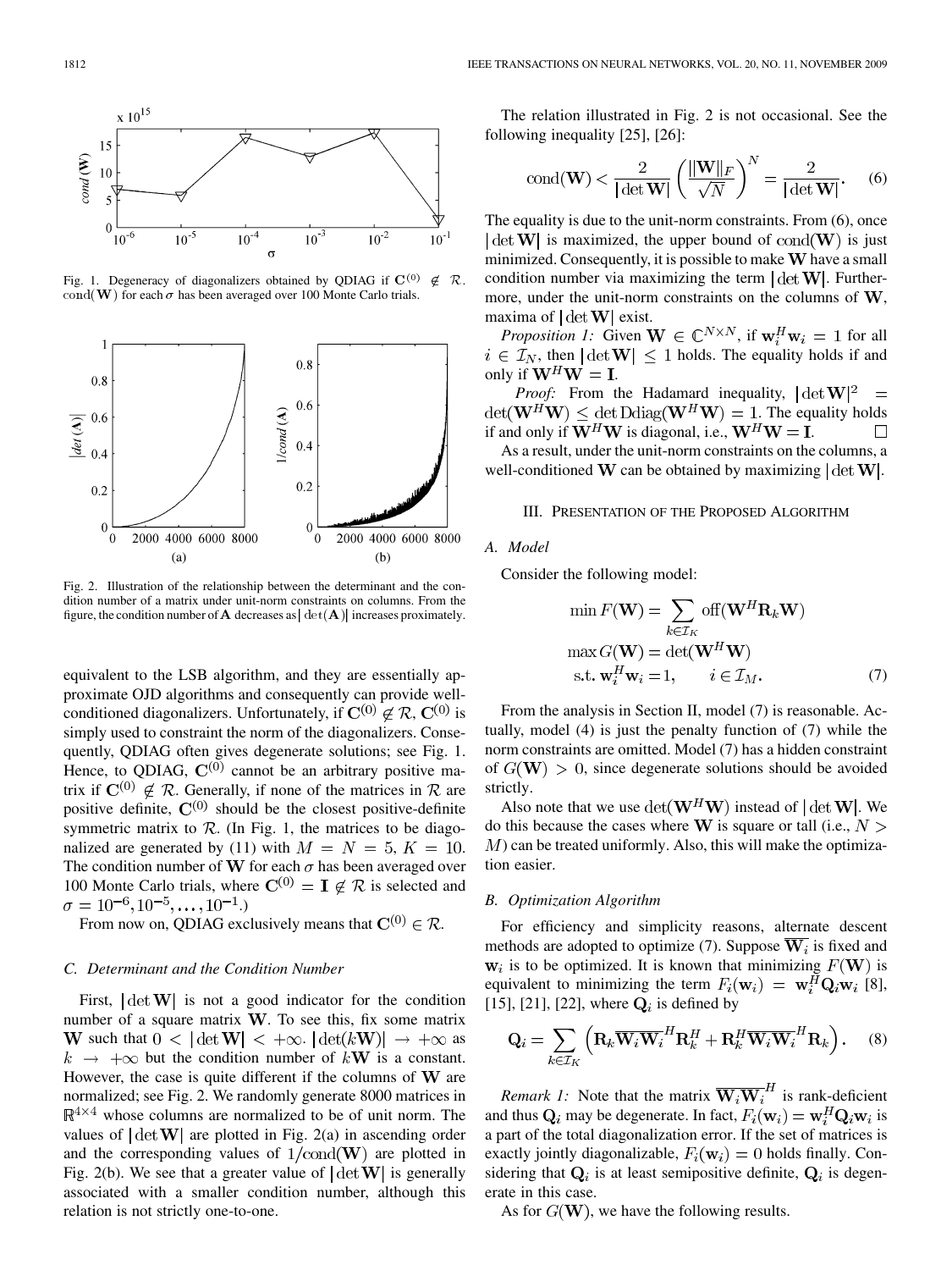Fig. 1. Degeneracy of diagonalizers obtained by QDIAG if $\mathbf{C}^{(0)} \notin \mathcal{R}$. $\text{cond}(\mathbf{W})$ for each $\sigma$ has been averaged over 100 Monte Carlo trials.

Fig. 2. Illustration of the relationship between the determinant and the condition number of a matrix under unit-norm constraints on columns. From the figure, the condition number of $\mathbf{A}$ decreases as $|\det(\mathbf{A})|$ increases proximately.

equivalent to the LSB algorithm, and they are essentially approximate OJD algorithms and consequently can provide well-conditioned diagonalizers. Unfortunately, if $\mathbf{C}^{(0)} \notin \mathcal{R}$, $\mathbf{C}^{(0)}$ is simply used to constraint the norm of the diagonalizers. Consequently, QDIAG often gives degenerate solutions; see Fig. 1. Hence, to QDIAG, $\mathbf{C}^{(0)}$ cannot be an arbitrary positive matrix if $\mathbf{C}^{(0)} \notin \mathcal{R}$. Generally, if none of the matrices in $\mathcal{R}$ are positive definite, $\mathbf{C}^{(0)}$ should be the closest positive-definite symmetric matrix to $\mathcal{R}$. (In Fig. 1, the matrices to be diagonalized are generated by (11) with $M = N = 5$, $K = 10$. The condition number of $\mathbf{W}$ for each $\sigma$ has been averaged over 100 Monte Carlo trials, where $\mathbf{C}^{(0)} = \mathbf{I} \notin \mathcal{R}$ is selected and $\sigma = 10^{-6}, 10^{-5}, \ldots, 10^{-1}$.)

From now on, QDIAG exclusively means that $\mathbf{C}^{(0)} \in \mathcal{R}$.

### C. Determinant and the Condition Number

First, $|\det \mathbf{W}|$ is not a good indicator for the condition number of a square matrix $\mathbf{W}$. To see this, fix some matrix $\mathbf{W}$ such that $0 < |\det \mathbf{W}| < +\infty$. $|\det(k\mathbf{W})| \to +\infty$ as $k \to +\infty$ but the condition number of $k\mathbf{W}$ is a constant. However, the case is quite different if the columns of $\mathbf{W}$ are normalized; see Fig. 2. We randomly generate 8000 matrices in $\mathbb{R}^{4\times 4}$ whose columns are normalized to be of unit norm. The values of $|\det \mathbf{W}|$ are plotted in Fig. 2(a) in ascending order and the corresponding values of $1/\text{cond}(\mathbf{W})$ are plotted in Fig. 2(b). We see that a greater value of $|\det \mathbf{W}|$ is generally associated with a smaller condition number, although this relation is not strictly one-to-one.

The relation illustrated in Fig. 2 is not occasional. See the following inequality [25], [26]:

$$\text{cond}(\mathbf{W}) < \frac{2}{|\det \mathbf{W}|}\left(\frac{\|\mathbf{W}\|_F}{\sqrt{N}}\right)^N = \frac{2}{|\det \mathbf{W}|}. \quad (6)$$

The equality is due to the unit-norm constraints. From (6), once $|\det \mathbf{W}|$ is maximized, the upper bound of $\text{cond}(\mathbf{W})$ is just minimized. Consequently, it is possible to make $\mathbf{W}$ have a small condition number via maximizing the term $|\det \mathbf{W}|$. Furthermore, under the unit-norm constraints on the columns of $\mathbf{W}$, maxima of $|\det \mathbf{W}|$ exist.

*Proposition 1:* Given $\mathbf{W} \in \mathbb{C}^{N\times N}$, if $\mathbf{w}_i^H \mathbf{w}_i = 1$ for all $i \in \mathcal{I}_N$, then $|\det \mathbf{W}| \leq 1$ holds. The equality holds if and only if $\mathbf{W}^H\mathbf{W} = \mathbf{I}$.

*Proof:* From the Hadamard inequality, $|\det \mathbf{W}|^2 = \det(\mathbf{W}^H\mathbf{W}) \leq \det \text{Ddiag}(\mathbf{W}^H\mathbf{W}) = 1$. The equality holds if and only if $\mathbf{W}^H\mathbf{W}$ is diagonal, i.e., $\mathbf{W}^H\mathbf{W} = \mathbf{I}$. □

As a result, under the unit-norm constraints on the columns, a well-conditioned $\mathbf{W}$ can be obtained by maximizing $|\det \mathbf{W}|$.

## III. Presentation of the Proposed Algorithm

### A. Model

Consider the following model:

$$\begin{aligned}
\min F(\mathbf{W}) &= \sum_{k\in\mathcal{I}_K} \text{off}(\mathbf{W}^H\mathbf{R}_k\mathbf{W}) \\
\max G(\mathbf{W}) &= \det(\mathbf{W}^H\mathbf{W}) \\
\text{s.t. } \mathbf{w}_i^H\mathbf{w}_i &= 1, \qquad i \in \mathcal{I}_M.
\end{aligned} \quad (7)$$

From the analysis in Section II, model (7) is reasonable. Actually, model (4) is just the penalty function of (7) while the norm constraints are omitted. Model (7) has a hidden constraint of $G(\mathbf{W}) > 0$, since degenerate solutions should be avoided strictly.

Also note that we use $\det(\mathbf{W}^H\mathbf{W})$ instead of $|\det \mathbf{W}|$. We do this because the cases where $\mathbf{W}$ is square or tall (i.e., $N > M$) can be treated uniformly. Also, this will make the optimization easier.

### B. Optimization Algorithm

For efficiency and simplicity reasons, alternate descent methods are adopted to optimize (7). Suppose $\overline{\mathbf{W}_i}$ is fixed and $\mathbf{w}_i$ is to be optimized. It is known that minimizing $F(\mathbf{W})$ is equivalent to minimizing the term $F_i(\mathbf{w}_i) = \mathbf{w}_i^H\mathbf{Q}_i\mathbf{w}_i$ [8], [15], [21], [22], where $\mathbf{Q}_i$ is defined by

$$\mathbf{Q}_i = \sum_{k\in\mathcal{I}_K}\left(\mathbf{R}_k\overline{\mathbf{W}_i}\,\overline{\mathbf{W}_i}^H\mathbf{R}_k^H + \mathbf{R}_k^H\overline{\mathbf{W}_i}\,\overline{\mathbf{W}_i}^H\mathbf{R}_k\right). \quad (8)$$

*Remark 1:* Note that the matrix $\overline{\mathbf{W}_i\mathbf{W}_i}^H$ is rank-deficient and thus $\mathbf{Q}_i$ may be degenerate. In fact, $F_i(\mathbf{w}_i) = \mathbf{w}_i^H\mathbf{Q}_i\mathbf{w}_i$ is a part of the total diagonalization error. If the set of matrices is exactly jointly diagonalizable, $F_i(\mathbf{w}_i) = 0$ holds finally. Considering that $\mathbf{Q}_i$ is at least semipositive definite, $\mathbf{Q}_i$ is degenerate in this case.

As for $G(\mathbf{W})$, we have the following results.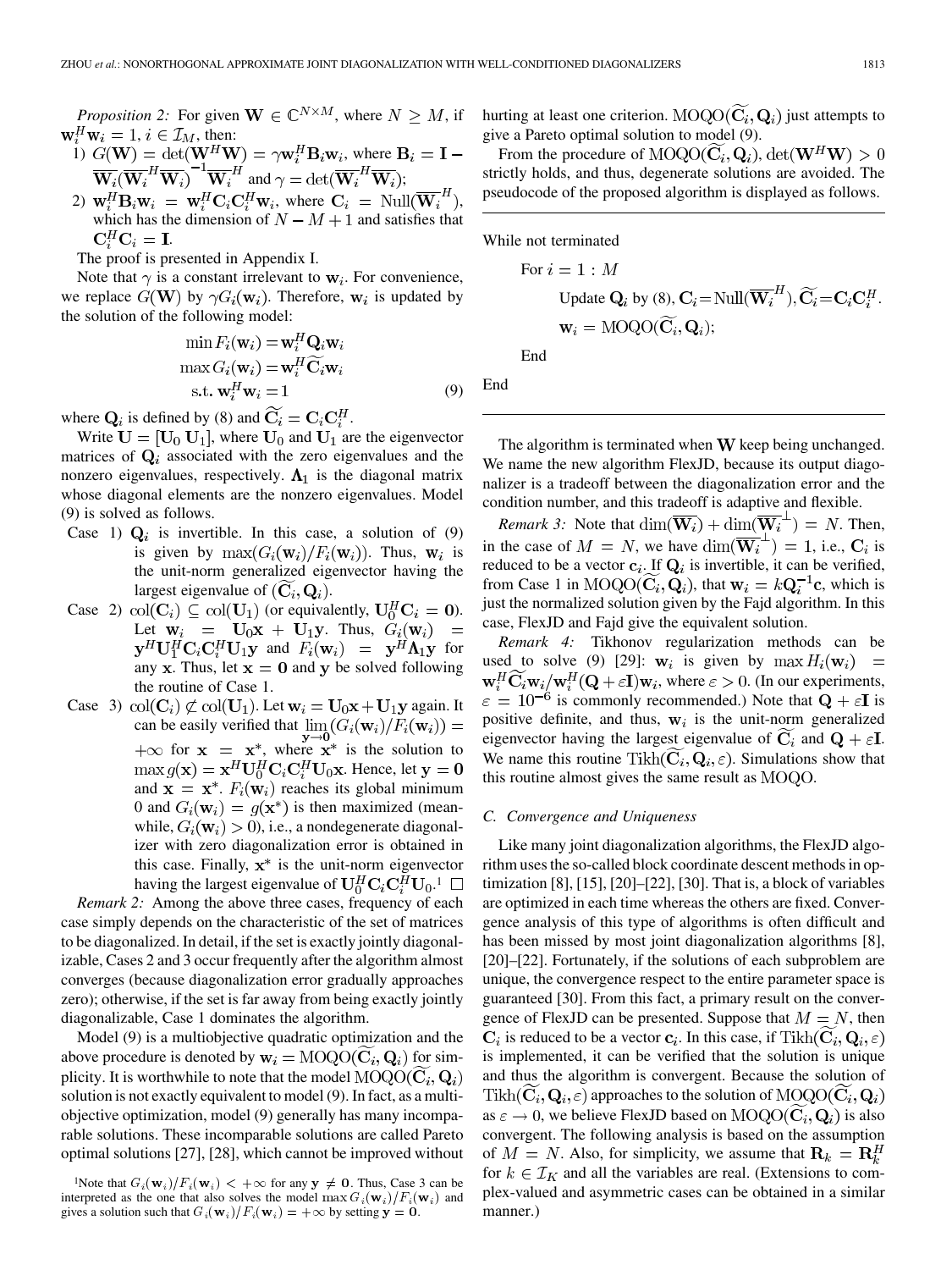*Proposition 2:* For given $\mathbf{W} \in \mathbb{C}^{N \times M}$, where $N \geq M$, if $\mathbf{w}_i^H \mathbf{w}_i = 1$, $i \in \mathcal{I}_M$, then:

1) $G(\mathbf{W}) = \det(\mathbf{W}^H \mathbf{W}) = \gamma \mathbf{w}_i^H \mathbf{B}_i \mathbf{w}_i$, where $\mathbf{B}_i = \mathbf{I} - \overline{\mathbf{W}_i}(\overline{\mathbf{W}_i}^H \overline{\mathbf{W}_i})^{-1} \overline{\mathbf{W}_i}^H$ and $\gamma = \det(\overline{\mathbf{W}_i}^H \overline{\mathbf{W}_i})$;
2) $\mathbf{w}_i^H \mathbf{B}_i \mathbf{w}_i = \mathbf{w}_i^H \mathbf{C}_i \mathbf{C}_i^H \mathbf{w}_i$, where $\mathbf{C}_i = \text{Null}(\overline{\mathbf{W}_i}^H)$, which has the dimension of $N - M + 1$ and satisfies that $\mathbf{C}_i^H \mathbf{C}_i = \mathbf{I}$.

The proof is presented in Appendix I.

Note that $\gamma$ is a constant irrelevant to $\mathbf{w}_i$. For convenience, we replace $G(\mathbf{W})$ by $\gamma G_i(\mathbf{w}_i)$. Therefore, $\mathbf{w}_i$ is updated by the solution of the following model:

$$\begin{aligned} \min F_i(\mathbf{w}_i) &= \mathbf{w}_i^H \mathbf{Q}_i \mathbf{w}_i \\ \max G_i(\mathbf{w}_i) &= \mathbf{w}_i^H \widetilde{\mathbf{C}_i} \mathbf{w}_i \\ \text{s.t. } \mathbf{w}_i^H \mathbf{w}_i &= 1 \end{aligned} \tag{9}$$

where $\mathbf{Q}_i$ is defined by (8) and $\widetilde{\mathbf{C}_i} = \mathbf{C}_i \mathbf{C}_i^H$.

Write $\mathbf{U} = [\mathbf{U}_0 \ \mathbf{U}_1]$, where $\mathbf{U}_0$ and $\mathbf{U}_1$ are the eigenvector matrices of $\mathbf{Q}_i$ associated with the zero eigenvalues and the nonzero eigenvalues, respectively. $\mathbf{\Lambda}_1$ is the diagonal matrix whose diagonal elements are the nonzero eigenvalues. Model (9) is solved as follows.

- Case 1) $\mathbf{Q}_i$ is invertible. In this case, a solution of (9) is given by $\max(G_i(\mathbf{w}_i)/F_i(\mathbf{w}_i))$. Thus, $\mathbf{w}_i$ is the unit-norm generalized eigenvector having the largest eigenvalue of $(\widetilde{\mathbf{C}_i}, \mathbf{Q}_i)$.
- Case 2) $\text{col}(\mathbf{C}_i) \subseteq \text{col}(\mathbf{U}_1)$ (or equivalently, $\mathbf{U}_0^H \mathbf{C}_i = \mathbf{0}$). Let $\mathbf{w}_i = \mathbf{U}_0 \mathbf{x} + \mathbf{U}_1 \mathbf{y}$. Thus, $G_i(\mathbf{w}_i) = \mathbf{y}^H \mathbf{U}_1^H \mathbf{C}_i \mathbf{C}_i^H \mathbf{U}_1 \mathbf{y}$ and $F_i(\mathbf{w}_i) = \mathbf{y}^H \mathbf{\Lambda}_1 \mathbf{y}$ for any $\mathbf{x}$. Thus, let $\mathbf{x} = \mathbf{0}$ and $\mathbf{y}$ be solved following the routine of Case 1.
- Case 3) $\text{col}(\mathbf{C}_i) \not\subset \text{col}(\mathbf{U}_1)$. Let $\mathbf{w}_i = \mathbf{U}_0 \mathbf{x} + \mathbf{U}_1 \mathbf{y}$ again. It can be easily verified that $\lim_{\mathbf{y} \to \mathbf{0}} (G_i(\mathbf{w}_i)/F_i(\mathbf{w}_i)) = +\infty$ for $\mathbf{x} = \mathbf{x}^*$, where $\mathbf{x}^*$ is the solution to $\max g(\mathbf{x}) = \mathbf{x}^H \mathbf{U}_0^H \mathbf{C}_i \mathbf{C}_i^H \mathbf{U}_0 \mathbf{x}$. Hence, let $\mathbf{y} = \mathbf{0}$ and $\mathbf{x} = \mathbf{x}^*$. $F_i(\mathbf{w}_i)$ reaches its global minimum 0 and $G_i(\mathbf{w}_i) = g(\mathbf{x}^*)$ is then maximized (meanwhile, $G_i(\mathbf{w}_i) > 0$), i.e., a nondegenerate diagonalizer with zero diagonalization error is obtained in this case. Finally, $\mathbf{x}^*$ is the unit-norm eigenvector having the largest eigenvalue of $\mathbf{U}_0^H \mathbf{C}_i \mathbf{C}_i^H \mathbf{U}_0$.[1] □

*Remark 2:* Among the above three cases, frequency of each case simply depends on the characteristic of the set of matrices to be diagonalized. In detail, if the set is exactly jointly diagonalizable, Cases 2 and 3 occur frequently after the algorithm almost converges (because diagonalization error gradually approaches zero); otherwise, if the set is far away from being exactly jointly diagonalizable, Case 1 dominates the algorithm.

Model (9) is a multiobjective quadratic optimization and the above procedure is denoted by $\mathbf{w}_i = \text{MOQO}(\widetilde{\mathbf{C}_i}, \mathbf{Q}_i)$ for simplicity. It is worthwhile to note that the model $\text{MOQO}(\widetilde{\mathbf{C}_i}, \mathbf{Q}_i)$ solution is not exactly equivalent to model (9). In fact, as a multiobjective optimization, model (9) generally has many incomparable solutions. These incomparable solutions are called Pareto optimal solutions [27], [28], which cannot be improved without hurting at least one criterion. $\text{MOQO}(\widetilde{\mathbf{C}_i}, \mathbf{Q}_i)$ just attempts to give a Pareto optimal solution to model (9).

From the procedure of $\text{MOQO}(\widetilde{\mathbf{C}_i}, \mathbf{Q}_i)$, $\det(\mathbf{W}^H \mathbf{W}) > 0$ strictly holds, and thus, degenerate solutions are avoided. The pseudocode of the proposed algorithm is displayed as follows.

```
While not terminated
    For i = 1 : M
        Update Q_i by (8), C_i = Null(W̄_i^H), C̃_i = C_i C_i^H.
        w_i = MOQO(C̃_i, Q_i);
    End
End
```

The algorithm is terminated when $\mathbf{W}$ keep being unchanged. We name the new algorithm FlexJD, because its output diagonalizer is a tradeoff between the diagonalization error and the condition number, and this tradeoff is adaptive and flexible.

*Remark 3:* Note that $\dim(\overline{\mathbf{W}_i}) + \dim(\overline{\mathbf{W}_i}^{\perp}) = N$. Then, in the case of $M = N$, we have $\dim(\overline{\mathbf{W}_i}^{\perp}) = 1$, i.e., $\mathbf{C}_i$ is reduced to be a vector $\mathbf{c}_i$. If $\mathbf{Q}_i$ is invertible, it can be verified, from Case 1 in $\text{MOQO}(\widetilde{\mathbf{C}_i}, \mathbf{Q}_i)$, that $\mathbf{w}_i = k\mathbf{Q}_i^{-1}\mathbf{c}$, which is just the normalized solution given by the Fajd algorithm. In this case, FlexJD and Fajd give the equivalent solution.

*Remark 4:* Tikhonov regularization methods can be used to solve (9) [29]: $\mathbf{w}_i$ is given by $\max H_i(\mathbf{w}_i) = \mathbf{w}_i^H \widetilde{\mathbf{C}_i} \mathbf{w}_i / \mathbf{w}_i^H (\mathbf{Q} + \varepsilon \mathbf{I}) \mathbf{w}_i$, where $\varepsilon > 0$. (In our experiments, $\varepsilon = 10^{-6}$ is commonly recommended.) Note that $\mathbf{Q} + \varepsilon \mathbf{I}$ is positive definite, and thus, $\mathbf{w}_i$ is the unit-norm generalized eigenvector having the largest eigenvalue of $\widetilde{\mathbf{C}_i}$ and $\mathbf{Q} + \varepsilon \mathbf{I}$. We name this routine $\text{Tikh}(\widetilde{\mathbf{C}_i}, \mathbf{Q}_i, \varepsilon)$. Simulations show that this routine almost gives the same result as MOQO.

### C. Convergence and Uniqueness

Like many joint diagonalization algorithms, the FlexJD algorithm uses the so-called block coordinate descent methods in optimization [8], [15], [20]–[22], [30]. That is, a block of variables are optimized in each time whereas the others are fixed. Convergence analysis of this type of algorithms is often difficult and has been missed by most joint diagonalization algorithms [8], [20]–[22]. Fortunately, if the solutions of each subproblem are unique, the convergence respect to the entire parameter space is guaranteed [30]. From this fact, a primary result on the convergence of FlexJD can be presented. Suppose that $M = N$, then $\mathbf{C}_i$ is reduced to be a vector $\mathbf{c}_i$. In this case, if $\text{Tikh}(\widetilde{\mathbf{C}_i}, \mathbf{Q}_i, \varepsilon)$ is implemented, it can be verified that the solution is unique and thus the algorithm is convergent. Because the solution of $\text{Tikh}(\widetilde{\mathbf{C}_i}, \mathbf{Q}_i, \varepsilon)$ approaches to the solution of $\text{MOQO}(\widetilde{\mathbf{C}_i}, \mathbf{Q}_i)$ as $\varepsilon \to 0$, we believe FlexJD based on $\text{MOQO}(\widetilde{\mathbf{C}_i}, \mathbf{Q}_i)$ is also convergent. The following analysis is based on the assumption of $M = N$. Also, for simplicity, we assume that $\mathbf{R}_k = \mathbf{R}_k^H$ for $k \in \mathcal{I}_K$ and all the variables are real. (Extensions to complex-valued and asymmetric cases can be obtained in a similar manner.)

[1] Note that $G_i(\mathbf{w}_i)/F_i(\mathbf{w}_i) < +\infty$ for any $\mathbf{y} \neq \mathbf{0}$. Thus, Case 3 can be interpreted as the one that also solves the model $\max G_i(\mathbf{w}_i)/F_i(\mathbf{w}_i)$ and gives a solution such that $G_i(\mathbf{w}_i)/F_i(\mathbf{w}_i) = +\infty$ by setting $\mathbf{y} = \mathbf{0}$.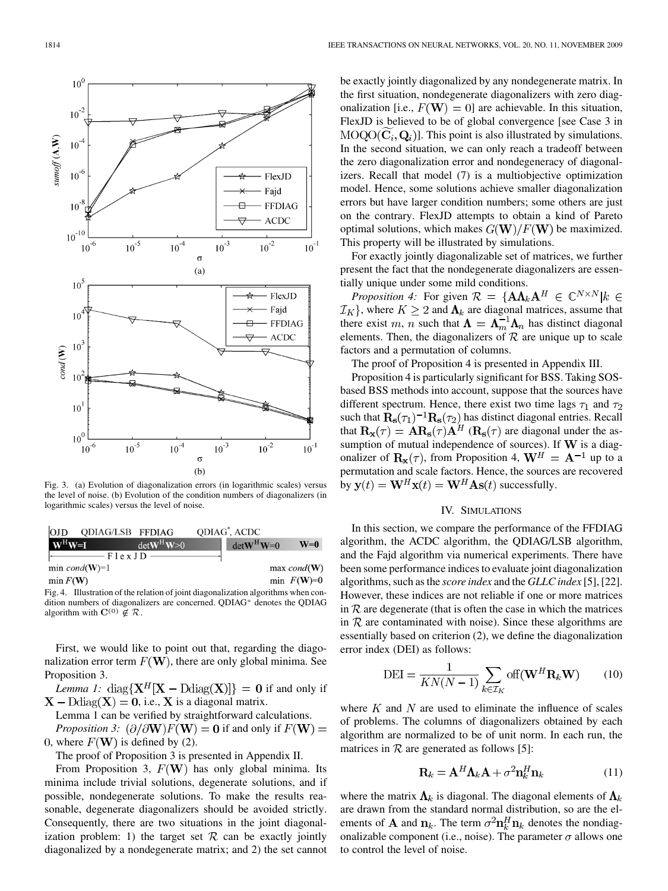Fig. 3. (a) Evolution of diagonalization errors (in logarithmic scales) versus the level of noise. (b) Evolution of the condition numbers of diagonalizers (in logarithmic scales) versus the level of noise.

| OJD | QDIAG/LSB | FFDIAG | QDIAG*, ACDC | |
|---|---|---|---|---|
| $\mathbf{W}^H\mathbf{W}=\mathbf{I}$ | | $\det\mathbf{W}^H\mathbf{W}>0$ | $\det\mathbf{W}^H\mathbf{W}=0$ | $\mathbf{W}=\mathbf{0}$ |
| FlexJD | | | | |
| min $cond(\mathbf{W})=1$ | | | | max $cond(\mathbf{W})$ |
| min $F(\mathbf{W})$ | | | | min $F(\mathbf{W})=0$ |

Fig. 4. Illustration of the relation of joint diagonalization algorithms when condition numbers of diagonalizers are concerned. QDIAG* denotes the QDIAG algorithm with $\mathbf{C}^{(0)} \notin \mathcal{R}$.

First, we would like to point out that, regarding the diagonalization error term $F(\mathbf{W})$, there are only global minima. See Proposition 3.

*Lemma 1:* $\text{diag}\{\mathbf{X}^H[\mathbf{X} - \text{Ddiag}(\mathbf{X})]\} = \mathbf{0}$ if and only if $\mathbf{X} - \text{Ddiag}(\mathbf{X}) = \mathbf{0}$, i.e., $\mathbf{X}$ is a diagonal matrix.

Lemma 1 can be verified by straightforward calculations.

*Proposition 3:* $(\partial/\partial\mathbf{W})F(\mathbf{W}) = \mathbf{0}$ if and only if $F(\mathbf{W}) = 0$, where $F(\mathbf{W})$ is defined by (2).

The proof of Proposition 3 is presented in Appendix II.

From Proposition 3, $F(\mathbf{W})$ has only global minima. Its minima include trivial solutions, degenerate solutions, and if possible, nondegenerate solutions. To make the results reasonable, degenerate diagonalizers should be avoided strictly. Consequently, there are two situations in the joint diagonalization problem: 1) the target set $\mathcal{R}$ can be exactly jointly diagonalized by a nondegenerate matrix; and 2) the set cannot be exactly jointly diagonalized by any nondegenerate matrix. In the first situation, nondegenerate diagonalizers with zero diagonalization [i.e., $F(\mathbf{W}) = 0$] are achievable. In this situation, FlexJD is believed to be of global convergence [see Case 3 in $\text{MOQO}(\widetilde{\mathbf{C}}_i, \mathbf{Q}_i)$]. This point is also illustrated by simulations. In the second situation, we can only reach a tradeoff between the zero diagonalization error and nondegeneracy of diagonalizers. Recall that model (7) is a multiobjective optimization model. Hence, some solutions achieve smaller diagonalization errors but have larger condition numbers; some others are just on the contrary. FlexJD attempts to obtain a kind of Pareto optimal solutions, which makes $G(\mathbf{W})/F(\mathbf{W})$ be maximized. This property will be illustrated by simulations.

For exactly jointly diagonalizable set of matrices, we further present the fact that the nondegenerate diagonalizers are essentially unique under some mild conditions.

*Proposition 4:* For given $\mathcal{R} = \{\mathbf{A}\mathbf{\Lambda}_k\mathbf{A}^H \in \mathbb{C}^{N\times N} | k \in \mathcal{I}_K\}$, where $K \geq 2$ and $\mathbf{\Lambda}_k$ are diagonal matrices, assume that there exist $m$, $n$ such that $\mathbf{\Lambda} = \mathbf{\Lambda}_m^{-1}\mathbf{\Lambda}_n$ has distinct diagonal elements. Then, the diagonalizers of $\mathcal{R}$ are unique up to scale factors and a permutation of columns.

The proof of Proposition 4 is presented in Appendix III.

Proposition 4 is particularly significant for BSS. Taking SOS-based BSS methods into account, suppose that the sources have different spectrum. Hence, there exist two time lags $\tau_1$ and $\tau_2$ such that $\mathbf{R}_\mathbf{s}(\tau_1)^{-1}\mathbf{R}_\mathbf{s}(\tau_2)$ has distinct diagonal entries. Recall that $\mathbf{R}_\mathbf{x}(\tau) = \mathbf{A}\mathbf{R}_\mathbf{s}(\tau)\mathbf{A}^H$ ($\mathbf{R}_\mathbf{s}(\tau)$ are diagonal under the assumption of mutual independence of sources). If $\mathbf{W}$ is a diagonalizer of $\mathbf{R}_\mathbf{x}(\tau)$, from Proposition 4, $\mathbf{W}^H = \mathbf{A}^{-1}$ up to a permutation and scale factors. Hence, the sources are recovered by $\mathbf{y}(t) = \mathbf{W}^H\mathbf{x}(t) = \mathbf{W}^H\mathbf{A}\mathbf{s}(t)$ successfully.

## IV. Simulations

In this section, we compare the performance of the FFDIAG algorithm, the ACDC algorithm, the QDIAG/LSB algorithm, and the Fajd algorithm via numerical experiments. There have been some performance indices to evaluate joint diagonalization algorithms, such as the *score index* and the *GLLC index* [5], [22]. However, these indices are not reliable if one or more matrices in $\mathcal{R}$ are degenerate (that is often the case in which the matrices in $\mathcal{R}$ are contaminated with noise). Since these algorithms are essentially based on criterion (2), we define the diagonalization error index (DEI) as follows:

$$\text{DEI} = \frac{1}{KN(N-1)} \sum_{k\in\mathcal{I}_K} \text{off}(\mathbf{W}^H\mathbf{R}_k\mathbf{W}) \tag{10}$$

where $K$ and $N$ are used to eliminate the influence of scales of problems. The columns of diagonalizers obtained by each algorithm are normalized to be of unit norm. In each run, the matrices in $\mathcal{R}$ are generated as follows [5]:

$$\mathbf{R}_k = \mathbf{A}^H\mathbf{\Lambda}_k\mathbf{A} + \sigma^2\mathbf{n}_k^H\mathbf{n}_k \tag{11}$$

where the matrix $\mathbf{\Lambda}_k$ is diagonal. The diagonal elements of $\mathbf{\Lambda}_k$ are drawn from the standard normal distribution, so are the elements of $\mathbf{A}$ and $\mathbf{n}_k$. The term $\sigma^2\mathbf{n}_k^H\mathbf{n}_k$ denotes the nondiagonalizable component (i.e., noise). The parameter $\sigma$ allows one to control the level of noise.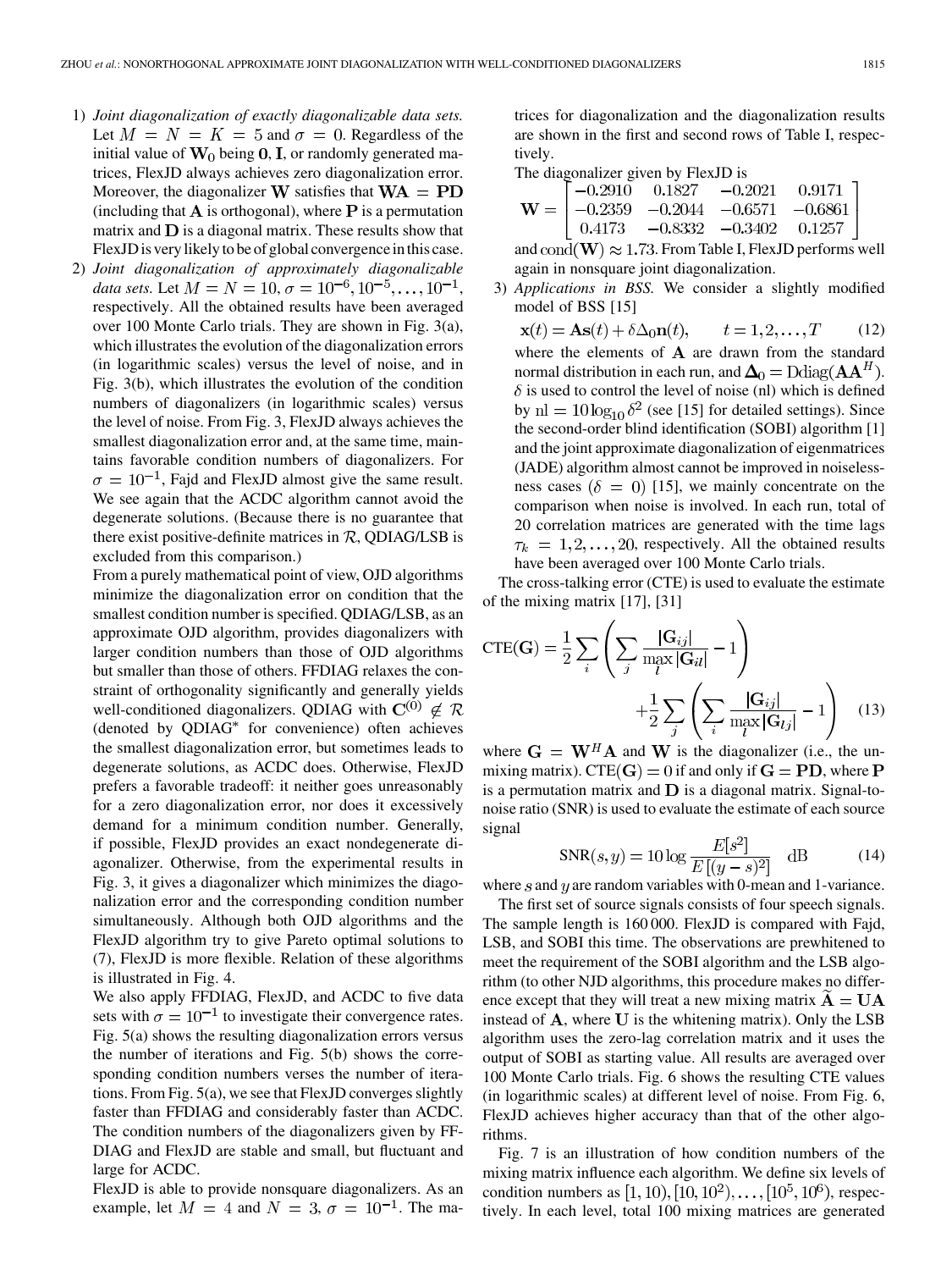1) *Joint diagonalization of exactly diagonalizable data sets.* Let $M = N = K = 5$ and $\sigma = 0$. Regardless of the initial value of $\mathbf{W}_0$ being $\mathbf{0}, \mathbf{I}$, or randomly generated matrices, FlexJD always achieves zero diagonalization error. Moreover, the diagonalizer $\mathbf{W}$ satisfies that $\mathbf{WA} = \mathbf{PD}$ (including that $\mathbf{A}$ is orthogonal), where $\mathbf{P}$ is a permutation matrix and $\mathbf{D}$ is a diagonal matrix. These results show that FlexJD is very likely to be of global convergence in this case.

2) *Joint diagonalization of approximately diagonalizable data sets.* Let $M = N = 10$, $\sigma = 10^{-6}, 10^{-5}, \ldots, 10^{-1}$, respectively. All the obtained results have been averaged over 100 Monte Carlo trials. They are shown in Fig. 3(a), which illustrates the evolution of the diagonalization errors (in logarithmic scales) versus the level of noise, and in Fig. 3(b), which illustrates the evolution of the condition numbers of diagonalizers (in logarithmic scales) versus the level of noise. From Fig. 3, FlexJD always achieves the smallest diagonalization error and, at the same time, maintains favorable condition numbers of diagonalizers. For $\sigma = 10^{-1}$, Fajd and FlexJD almost give the same result. We see again that the ACDC algorithm cannot avoid the degenerate solutions. (Because there is no guarantee that there exist positive-definite matrices in $\mathcal{R}$, QDIAG/LSB is excluded from this comparison.)

   From a purely mathematical point of view, OJD algorithms minimize the diagonalization error on condition that the smallest condition number is specified. QDIAG/LSB, as an approximate OJD algorithm, provides diagonalizers with larger condition numbers than those of OJD algorithms but smaller than those of others. FFDIAG relaxes the constraint of orthogonality significantly and generally yields well-conditioned diagonalizers. QDIAG with $\mathbf{C}^{(0)} \notin \mathcal{R}$ (denoted by QDIAG* for convenience) often achieves the smallest diagonalization error, but sometimes leads to degenerate solutions, as ACDC does. Otherwise, FlexJD prefers a favorable tradeoff: it neither goes unreasonably for a zero diagonalization error, nor does it excessively demand for a minimum condition number. Generally, if possible, FlexJD provides an exact nondegenerate diagonalizer. Otherwise, from the experimental results in Fig. 3, it gives a diagonalizer which minimizes the diagonalization error and the corresponding condition number simultaneously. Although both OJD algorithms and the FlexJD algorithm try to give Pareto optimal solutions to (7), FlexJD is more flexible. Relation of these algorithms is illustrated in Fig. 4.

   We also apply FFDIAG, FlexJD, and ACDC to five data sets with $\sigma = 10^{-1}$ to investigate their convergence rates. Fig. 5(a) shows the resulting diagonalization errors versus the number of iterations and Fig. 5(b) shows the corresponding condition numbers verses the number of iterations. From Fig. 5(a), we see that FlexJD converges slightly faster than FFDIAG and considerably faster than ACDC. The condition numbers of the diagonalizers given by FFDIAG and FlexJD are stable and small, but fluctuant and large for ACDC.

   FlexJD is able to provide nonsquare diagonalizers. As an example, let $M = 4$ and $N = 3$, $\sigma = 10^{-1}$. The matrices for diagonalization and the diagonalization results are shown in the first and second rows of Table I, respectively.

   The diagonalizer given by FlexJD is

$$\mathbf{W} = \begin{bmatrix} -0.2910 & 0.1827 & -0.2021 & 0.9171 \\ -0.2359 & -0.2044 & -0.6571 & -0.6861 \\ 0.4173 & -0.8332 & -0.3402 & 0.1257 \end{bmatrix}$$

   and $\mathrm{cond}(\mathbf{W}) \approx 1.73$. From Table I, FlexJD performs well again in nonsquare joint diagonalization.

3) *Applications in BSS.* We consider a slightly modified model of BSS [15]

$$\mathbf{x}(t) = \mathbf{A}\mathbf{s}(t) + \delta \Delta_0 \mathbf{n}(t), \qquad t = 1, 2, \ldots, T \tag{12}$$

   where the elements of $\mathbf{A}$ are drawn from the standard normal distribution in each run, and $\mathbf{\Delta}_0 = \mathrm{Ddiag}(\mathbf{AA}^H)$. $\delta$ is used to control the level of noise (nl) which is defined by $\mathrm{nl} = 10\log_{10}\delta^2$ (see [15] for detailed settings). Since the second-order blind identification (SOBI) algorithm [1] and the joint approximate diagonalization of eigenmatrices (JADE) algorithm almost cannot be improved in noiselessness cases $(\delta = 0)$ [15], we mainly concentrate on the comparison when noise is involved. In each run, total of 20 correlation matrices are generated with the time lags $\tau_k = 1, 2, \ldots, 20$, respectively. All the obtained results have been averaged over 100 Monte Carlo trials.

The cross-talking error (CTE) is used to evaluate the estimate of the mixing matrix [17], [31]

$$\mathrm{CTE}(\mathbf{G}) = \frac{1}{2}\sum_i \left( \sum_j \frac{|\mathbf{G}_{ij}|}{\max_l |\mathbf{G}_{il}|} - 1 \right) + \frac{1}{2}\sum_j \left( \sum_i \frac{|\mathbf{G}_{ij}|}{\max_l |\mathbf{G}_{lj}|} - 1 \right) \tag{13}$$

where $\mathbf{G} = \mathbf{W}^H\mathbf{A}$ and $\mathbf{W}$ is the diagonalizer (i.e., the unmixing matrix). $\mathrm{CTE}(\mathbf{G}) = 0$ if and only if $\mathbf{G} = \mathbf{PD}$, where $\mathbf{P}$ is a permutation matrix and $\mathbf{D}$ is a diagonal matrix. Signal-to-noise ratio (SNR) is used to evaluate the estimate of each source signal

$$\mathrm{SNR}(s, y) = 10\log\frac{E[s^2]}{E[(y-s)^2]} \quad \mathrm{dB} \tag{14}$$

where $s$ and $y$ are random variables with 0-mean and 1-variance.

The first set of source signals consists of four speech signals. The sample length is 160 000. FlexJD is compared with Fajd, LSB, and SOBI this time. The observations are prewhitened to meet the requirement of the SOBI algorithm and the LSB algorithm (to other NJD algorithms, this procedure makes no difference except that they will treat a new mixing matrix $\widetilde{\mathbf{A}} = \mathbf{UA}$ instead of $\mathbf{A}$, where $\mathbf{U}$ is the whitening matrix). Only the LSB algorithm uses the zero-lag correlation matrix and it uses the output of SOBI as starting value. All results are averaged over 100 Monte Carlo trials. Fig. 6 shows the resulting CTE values (in logarithmic scales) at different level of noise. From Fig. 6, FlexJD achieves higher accuracy than that of the other algorithms.

Fig. 7 is an illustration of how condition numbers of the mixing matrix influence each algorithm. We define six levels of condition numbers as $[1, 10), [10, 10^2), \ldots, [10^5, 10^6)$, respectively. In each level, total 100 mixing matrices are generated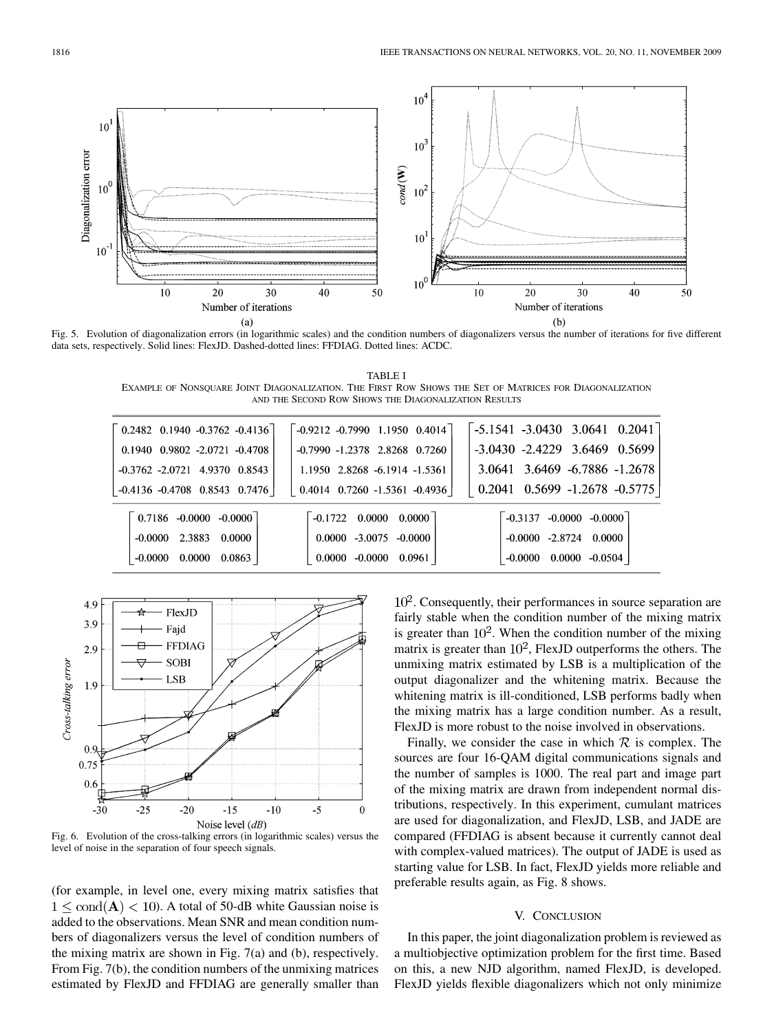Fig. 5. Evolution of diagonalization errors (in logarithmic scales) and the condition numbers of diagonalizers versus the number of iterations for five different data sets, respectively. Solid lines: FlexJD. Dashed-dotted lines: FFDIAG. Dotted lines: ACDC.

TABLE I
EXAMPLE OF NONSQUARE JOINT DIAGONALIZATION. THE FIRST ROW SHOWS THE SET OF MATRICES FOR DIAGONALIZATION AND THE SECOND ROW SHOWS THE DIAGONALIZATION RESULTS

| | | |
|---|---|---|
| $\begin{bmatrix} 0.2482 & 0.1940 & -0.3762 & -0.4136 \\ 0.1940 & 0.9802 & -2.0721 & -0.4708 \\ -0.3762 & -2.0721 & 4.9370 & 0.8543 \\ -0.4136 & -0.4708 & 0.8543 & 0.7476 \end{bmatrix}$ | $\begin{bmatrix} -0.9212 & -0.7990 & 1.1950 & 0.4014 \\ -0.7990 & -1.2378 & 2.8268 & 0.7260 \\ 1.1950 & 2.8268 & -6.1914 & -1.5361 \\ 0.4014 & 0.7260 & -1.5361 & -0.4936 \end{bmatrix}$ | $\begin{bmatrix} -5.1541 & -3.0430 & 3.0641 & 0.2041 \\ -3.0430 & -2.4229 & 3.6469 & 0.5699 \\ 3.0641 & 3.6469 & -6.7886 & -1.2678 \\ 0.2041 & 0.5699 & -1.2678 & -0.5775 \end{bmatrix}$ |
| $\begin{bmatrix} 0.7186 & -0.0000 & -0.0000 \\ -0.0000 & 2.3883 & 0.0000 \\ -0.0000 & 0.0000 & 0.0863 \end{bmatrix}$ | $\begin{bmatrix} -0.1722 & 0.0000 & 0.0000 \\ 0.0000 & -3.0075 & -0.0000 \\ 0.0000 & -0.0000 & 0.0961 \end{bmatrix}$ | $\begin{bmatrix} -0.3137 & -0.0000 & -0.0000 \\ -0.0000 & -2.8724 & 0.0000 \\ -0.0000 & 0.0000 & -0.0504 \end{bmatrix}$ |

Fig. 6. Evolution of the cross-talking errors (in logarithmic scales) versus the level of noise in the separation of four speech signals.

(for example, in level one, every mixing matrix satisfies that $1 \leq \mathrm{cond}(\mathbf{A}) < 10$). A total of 50-dB white Gaussian noise is added to the observations. Mean SNR and mean condition numbers of diagonalizers versus the level of condition numbers of the mixing matrix are shown in Fig. 7(a) and (b), respectively. From Fig. 7(b), the condition numbers of the unmixing matrices estimated by FlexJD and FFDIAG are generally smaller than $10^2$. Consequently, their performances in source separation are fairly stable when the condition number of the mixing matrix is greater than $10^2$. When the condition number of the mixing matrix is greater than $10^2$, FlexJD outperforms the others. The unmixing matrix estimated by LSB is a multiplication of the output diagonalizer and the whitening matrix. Because the whitening matrix is ill-conditioned, LSB performs badly when the mixing matrix has a large condition number. As a result, FlexJD is more robust to the noise involved in observations.

Finally, we consider the case in which $\mathcal{R}$ is complex. The sources are four 16-QAM digital communications signals and the number of samples is 1000. The real part and image part of the mixing matrix are drawn from independent normal distributions, respectively. In this experiment, cumulant matrices are used for diagonalization, and FlexJD, LSB, and JADE are compared (FFDIAG is absent because it currently cannot deal with complex-valued matrices). The output of JADE is used as starting value for LSB. In fact, FlexJD yields more reliable and preferable results again, as Fig. 8 shows.

## V. CONCLUSION

In this paper, the joint diagonalization problem is reviewed as a multiobjective optimization problem for the first time. Based on this, a new NJD algorithm, named FlexJD, is developed. FlexJD yields flexible diagonalizers which not only minimize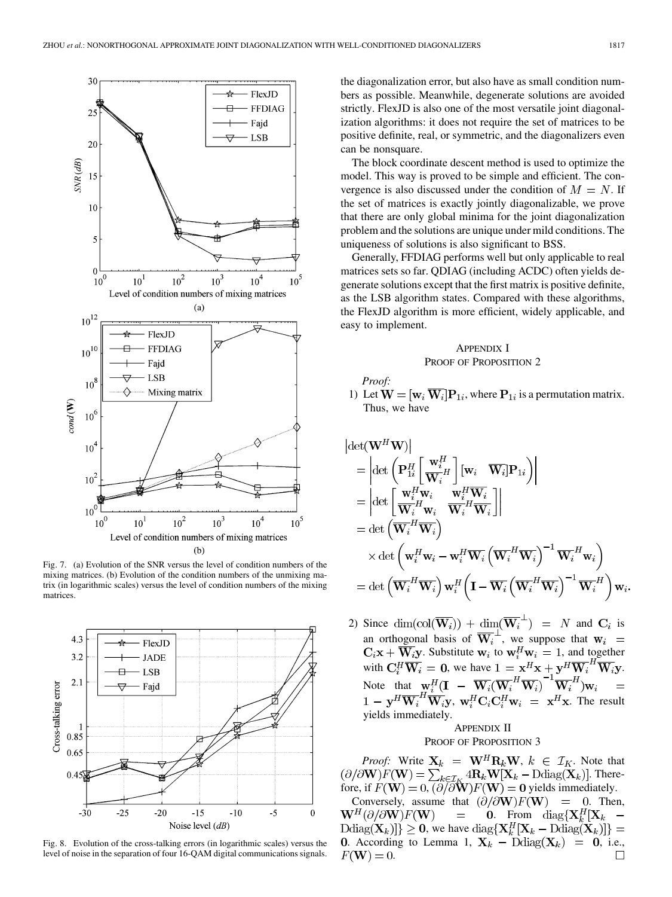Fig. 7. (a) Evolution of the SNR versus the level of condition numbers of the mixing matrices. (b) Evolution of the condition numbers of the unmixing matrix (in logarithmic scales) versus the level of condition numbers of the mixing matrices.

Fig. 8. Evolution of the cross-talking errors (in logarithmic scales) versus the level of noise in the separation of four 16-QAM digital communications signals.

the diagonalization error, but also have as small condition numbers as possible. Meanwhile, degenerate solutions are avoided strictly. FlexJD is also one of the most versatile joint diagonalization algorithms: it does not require the set of matrices to be positive definite, real, or symmetric, and the diagonalizers even can be nonsquare.

The block coordinate descent method is used to optimize the model. This way is proved to be simple and efficient. The convergence is also discussed under the condition of $M = N$. If the set of matrices is exactly jointly diagonalizable, we prove that there are only global minima for the joint diagonalization problem and the solutions are unique under mild conditions. The uniqueness of solutions is also significant to BSS.

Generally, FFDIAG performs well but only applicable to real matrices sets so far. QDIAG (including ACDC) often yields degenerate solutions except that the first matrix is positive definite, as the LSB algorithm states. Compared with these algorithms, the FlexJD algorithm is more efficient, widely applicable, and easy to implement.

## Appendix I
## Proof of Proposition 2

*Proof:*

1) Let $\mathbf{W} = [\mathbf{w}_i\ \overline{\mathbf{W}}_i]\mathbf{P}_{1i}$, where $\mathbf{P}_{1i}$ is a permutation matrix. Thus, we have

$$
\begin{aligned}
&\left|\det(\mathbf{W}^H\mathbf{W})\right| \\
&= \left|\det\left(\mathbf{P}_{1i}^H\begin{bmatrix}\mathbf{w}_i^H \\ \overline{\mathbf{W}}_i^H\end{bmatrix}[\mathbf{w}_i \quad \overline{\mathbf{W}}_i]\mathbf{P}_{1i}\right)\right| \\
&= \left|\det\begin{bmatrix}\mathbf{w}_i^H\mathbf{w}_i & \mathbf{w}_i^H\overline{\mathbf{W}}_i \\ \overline{\mathbf{W}}_i^H\mathbf{w}_i & \overline{\mathbf{W}}_i^H\overline{\mathbf{W}}_i\end{bmatrix}\right| \\
&= \det\left(\overline{\mathbf{W}}_i^H\overline{\mathbf{W}}_i\right) \\
&\quad \times \det\left(\mathbf{w}_i^H\mathbf{w}_i - \mathbf{w}_i^H\overline{\mathbf{W}}_i\left(\overline{\mathbf{W}}_i^H\overline{\mathbf{W}}_i\right)^{-1}\overline{\mathbf{W}}_i^H\mathbf{w}_i\right) \\
&= \det\left(\overline{\mathbf{W}}_i^H\overline{\mathbf{W}}_i\right)\mathbf{w}_i^H\left(\mathbf{I} - \overline{\mathbf{W}}_i\left(\overline{\mathbf{W}}_i^H\overline{\mathbf{W}}_i\right)^{-1}\overline{\mathbf{W}}_i^H\right)\mathbf{w}_i.
\end{aligned}
$$

2) Since $\dim(\mathrm{col}(\overline{\mathbf{W}}_i)) + \dim(\overline{\mathbf{W}}_i^{\perp}) = N$ and $\mathbf{C}_i$ is an orthogonal basis of $\overline{\mathbf{W}}_i^{\perp}$, we suppose that $\mathbf{w}_i = \mathbf{C}_i\mathbf{x} + \overline{\mathbf{W}}_i\mathbf{y}$. Substitute $\mathbf{w}_i$ to $\mathbf{w}_i^H\mathbf{w}_i = 1$, and together with $\mathbf{C}_i^H\overline{\mathbf{W}}_i = \mathbf{0}$, we have $1 = \mathbf{x}^H\mathbf{x} + \mathbf{y}^H\overline{\mathbf{W}}_i^H\overline{\mathbf{W}}_i\mathbf{y}$. Note that $\mathbf{w}_i^H(\mathbf{I} - \overline{\mathbf{W}}_i(\overline{\mathbf{W}}_i^H\overline{\mathbf{W}}_i)^{-1}\overline{\mathbf{W}}_i^H)\mathbf{w}_i = 1 - \mathbf{y}^H\overline{\mathbf{W}}_i^H\overline{\mathbf{W}}_i\mathbf{y}$, $\mathbf{w}_i^H\mathbf{C}_i\mathbf{C}_i^H\mathbf{w}_i = \mathbf{x}^H\mathbf{x}$. The result yields immediately.

## Appendix II
## Proof of Proposition 3

*Proof:* Write $\mathbf{X}_k = \mathbf{W}^H\mathbf{R}_k\mathbf{W}$, $k \in \mathcal{I}_K$. Note that $(\partial/\partial\mathbf{W})F(\mathbf{W}) = \sum_{k\in\mathcal{I}_K} 4\mathbf{R}_k\mathbf{W}[\mathbf{X}_k - \mathrm{Ddiag}(\mathbf{X}_k)]$. Therefore, if $F(\mathbf{W}) = 0$, $(\partial/\partial\mathbf{W})F(\mathbf{W}) = \mathbf{0}$ yields immediately.

Conversely, assume that $(\partial/\partial\mathbf{W})F(\mathbf{W}) = 0$. Then, $\mathbf{W}^H(\partial/\partial\mathbf{W})F(\mathbf{W}) = \mathbf{0}$. From $\mathrm{diag}\{\mathbf{X}_k^H[\mathbf{X}_k - \mathrm{Ddiag}(\mathbf{X}_k)]\} \geq \mathbf{0}$, we have $\mathrm{diag}\{\mathbf{X}_k^H[\mathbf{X}_k - \mathrm{Ddiag}(\mathbf{X}_k)]\} = \mathbf{0}$. According to Lemma 1, $\mathbf{X}_k - \mathrm{Ddiag}(\mathbf{X}_k) = \mathbf{0}$, i.e., $F(\mathbf{W}) = 0$. □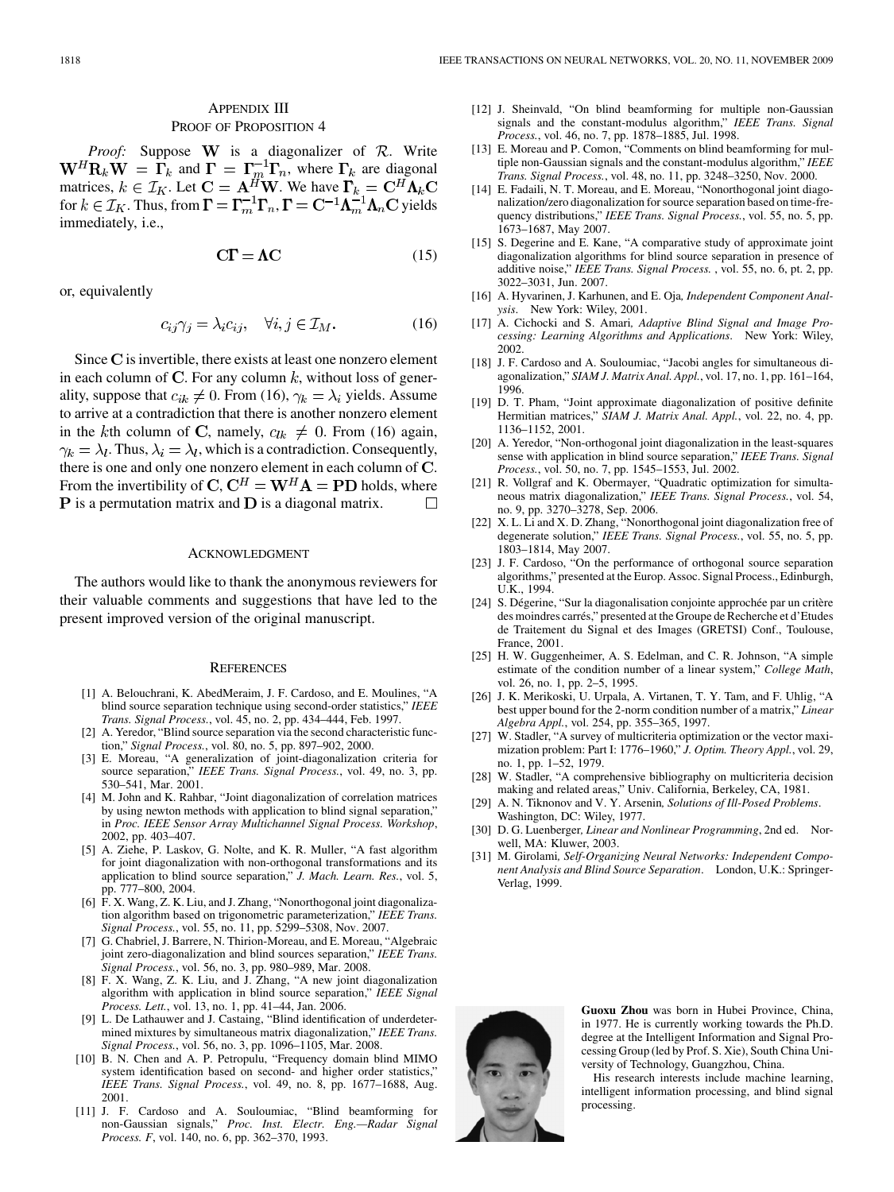## Appendix III
## Proof of Proposition 4

*Proof:* Suppose $\mathbf{W}$ is a diagonalizer of $\mathcal{R}$. Write $\mathbf{W}^H\mathbf{R}_k\mathbf{W} = \mathbf{\Gamma}_k$ and $\mathbf{\Gamma} = \mathbf{\Gamma}_m^{-1}\mathbf{\Gamma}_n$, where $\mathbf{\Gamma}_k$ are diagonal matrices, $k \in \mathcal{I}_K$. Let $\mathbf{C} = \mathbf{A}^H\mathbf{W}$. We have $\mathbf{\Gamma}_k = \mathbf{C}^H\mathbf{\Lambda}_k\mathbf{C}$ for $k \in \mathcal{I}_K$. Thus, from $\mathbf{\Gamma} = \mathbf{\Gamma}_m^{-1}\mathbf{\Gamma}_n$, $\mathbf{\Gamma} = \mathbf{C}^{-1}\mathbf{\Lambda}_m^{-1}\mathbf{\Lambda}_n\mathbf{C}$ yields immediately, i.e.,

$$\mathbf{C}\mathbf{\Gamma} = \mathbf{\Lambda}\mathbf{C} \tag{15}$$

or, equivalently

$$c_{ij}\gamma_j = \lambda_i c_{ij}, \quad \forall i, j \in \mathcal{I}_M. \tag{16}$$

Since $\mathbf{C}$ is invertible, there exists at least one nonzero element in each column of $\mathbf{C}$. For any column $k$, without loss of generality, suppose that $c_{ik} \neq 0$. From (16), $\gamma_k = \lambda_i$ yields. Assume to arrive at a contradiction that there is another nonzero element in the $k$th column of $\mathbf{C}$, namely, $c_{lk} \neq 0$. From (16) again, $\gamma_k = \lambda_l$. Thus, $\lambda_i = \lambda_l$, which is a contradiction. Consequently, there is one and only one nonzero element in each column of $\mathbf{C}$. From the invertibility of $\mathbf{C}$, $\mathbf{C}^H = \mathbf{W}^H\mathbf{A} = \mathbf{P}\mathbf{D}$ holds, where $\mathbf{P}$ is a permutation matrix and $\mathbf{D}$ is a diagonal matrix. □

## Acknowledgment

The authors would like to thank the anonymous reviewers for their valuable comments and suggestions that have led to the present improved version of the original manuscript.

## References

[1] A. Belouchrani, K. AbedMeraim, J. F. Cardoso, and E. Moulines, "A blind source separation technique using second-order statistics," *IEEE Trans. Signal Process.*, vol. 45, no. 2, pp. 434–444, Feb. 1997.

[2] A. Yeredor, "Blind source separation via the second characteristic function," *Signal Process.*, vol. 80, no. 5, pp. 897–902, 2000.

[3] E. Moreau, "A generalization of joint-diagonalization criteria for source separation," *IEEE Trans. Signal Process.*, vol. 49, no. 3, pp. 530–541, Mar. 2001.

[4] M. John and K. Rahbar, "Joint diagonalization of correlation matrices by using newton methods with application to blind signal separation," in *Proc. IEEE Sensor Array Multichannel Signal Process. Workshop*, 2002, pp. 403–407.

[5] A. Ziehe, P. Laskov, G. Nolte, and K. R. Muller, "A fast algorithm for joint diagonalization with non-orthogonal transformations and its application to blind source separation," *J. Mach. Learn. Res.*, vol. 5, pp. 777–800, 2004.

[6] F. X. Wang, Z. K. Liu, and J. Zhang, "Nonorthogonal joint diagonalization algorithm based on trigonometric parameterization," *IEEE Trans. Signal Process.*, vol. 55, no. 11, pp. 5299–5308, Nov. 2007.

[7] G. Chabriel, J. Barrere, N. Thirion-Moreau, and E. Moreau, "Algebraic joint zero-diagonalization and blind sources separation," *IEEE Trans. Signal Process.*, vol. 56, no. 3, pp. 980–989, Mar. 2008.

[8] F. X. Wang, Z. K. Liu, and J. Zhang, "A new joint diagonalization algorithm with application in blind source separation," *IEEE Signal Process. Lett.*, vol. 13, no. 1, pp. 41–44, Jan. 2006.

[9] L. De Lathauwer and J. Castaing, "Blind identification of underdetermined mixtures by simultaneous matrix diagonalization," *IEEE Trans. Signal Process.*, vol. 56, no. 3, pp. 1096–1105, Mar. 2008.

[10] B. N. Chen and A. P. Petropulu, "Frequency domain blind MIMO system identification based on second- and higher order statistics," *IEEE Trans. Signal Process.*, vol. 49, no. 8, pp. 1677–1688, Aug. 2001.

[11] J. F. Cardoso and A. Souloumiac, "Blind beamforming for non-Gaussian signals," *Proc. Inst. Electr. Eng.—Radar Signal Process. F*, vol. 140, no. 6, pp. 362–370, 1993.

[12] J. Sheinvald, "On blind beamforming for multiple non-Gaussian signals and the constant-modulus algorithm," *IEEE Trans. Signal Process.*, vol. 46, no. 7, pp. 1878–1885, Jul. 1998.

[13] E. Moreau and P. Comon, "Comments on blind beamforming for multiple non-Gaussian signals and the constant-modulus algorithm," *IEEE Trans. Signal Process.*, vol. 48, no. 11, pp. 3248–3250, Nov. 2000.

[14] E. Fadaili, N. T. Moreau, and E. Moreau, "Nonorthogonal joint diagonalization/zero diagonalization for source separation based on time-frequency distributions," *IEEE Trans. Signal Process.*, vol. 55, no. 5, pp. 1673–1687, May 2007.

[15] S. Degerine and E. Kane, "A comparative study of approximate joint diagonalization algorithms for blind source separation in presence of additive noise," *IEEE Trans. Signal Process.*, vol. 55, no. 6, pt. 2, pp. 3022–3031, Jun. 2007.

[16] A. Hyvarinen, J. Karhunen, and E. Oja, *Independent Component Analysis*. New York: Wiley, 2001.

[17] A. Cichocki and S. Amari, *Adaptive Blind Signal and Image Processing: Learning Algorithms and Applications*. New York: Wiley, 2002.

[18] J. F. Cardoso and A. Souloumiac, "Jacobi angles for simultaneous diagonalization," *SIAM J. Matrix Anal. Appl.*, vol. 17, no. 1, pp. 161–164, 1996.

[19] D. T. Pham, "Joint approximate diagonalization of positive definite Hermitian matrices," *SIAM J. Matrix Anal. Appl.*, vol. 22, no. 4, pp. 1136–1152, 2001.

[20] A. Yeredor, "Non-orthogonal joint diagonalization in the least-squares sense with application in blind source separation," *IEEE Trans. Signal Process.*, vol. 50, no. 7, pp. 1545–1553, Jul. 2002.

[21] R. Vollgraf and K. Obermayer, "Quadratic optimization for simultaneous matrix diagonalization," *IEEE Trans. Signal Process.*, vol. 54, no. 9, pp. 3270–3278, Sep. 2006.

[22] X. L. Li and X. D. Zhang, "Nonorthogonal joint diagonalization free of degenerate solution," *IEEE Trans. Signal Process.*, vol. 55, no. 5, pp. 1803–1814, May 2007.

[23] J. F. Cardoso, "On the performance of orthogonal source separation algorithms," presented at the Europ. Assoc. Signal Process., Edinburgh, U.K., 1994.

[24] S. Dégerine, "Sur la diagonalisation conjointe approchée par un critère des moindres carrés," presented at the Groupe de Recherche et d'Etudes de Traitement du Signal et des Images (GRETSI) Conf., Toulouse, France, 2001.

[25] H. W. Guggenheimer, A. S. Edelman, and C. R. Johnson, "A simple estimate of the condition number of a linear system," *College Math*, vol. 26, no. 1, pp. 2–5, 1995.

[26] J. K. Merikoski, U. Urpala, A. Virtanen, T. Y. Tam, and F. Uhlig, "A best upper bound for the 2-norm condition number of a matrix," *Linear Algebra Appl.*, vol. 254, pp. 355–365, 1997.

[27] W. Stadler, "A survey of multicriteria optimization or the vector maximization problem: Part I: 1776–1960," *J. Optim. Theory Appl.*, vol. 29, no. 1, pp. 1–52, 1979.

[28] W. Stadler, "A comprehensive bibliography on multicriteria decision making and related areas," Univ. California, Berkeley, CA, 1981.

[29] A. N. Tiknonov and V. Y. Arsenin, *Solutions of Ill-Posed Problems*. Washington, DC: Wiley, 1977.

[30] D. G. Luenberger, *Linear and Nonlinear Programming*, 2nd ed. Norwell, MA: Kluwer, 2003.

[31] M. Girolami, *Self-Organizing Neural Networks: Independent Component Analysis and Blind Source Separation*. London, U.K.: Springer-Verlag, 1999.

**Guoxu Zhou** was born in Hubei Province, China, in 1977. He is currently working towards the Ph.D. degree at the Intelligent Information and Signal Processing Group (led by Prof. S. Xie), South China University of Technology, Guangzhou, China.

His research interests include machine learning, intelligent information processing, and blind signal processing.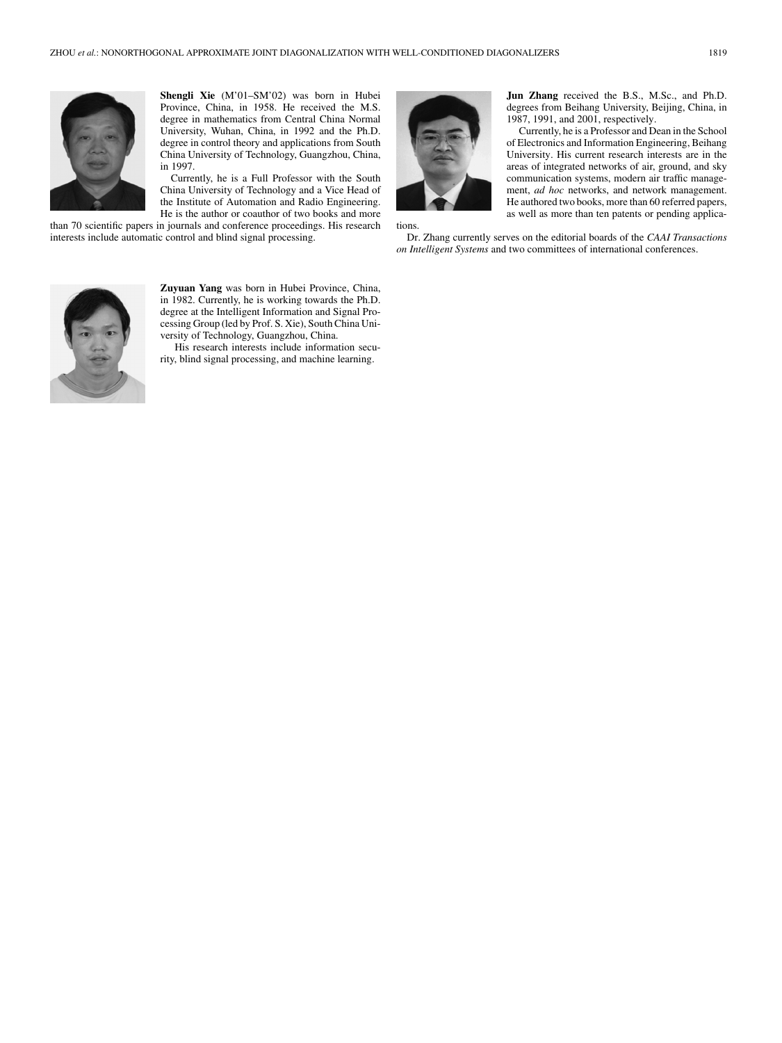**Shengli Xie** (M'01–SM'02) was born in Hubei Province, China, in 1958. He received the M.S. degree in mathematics from Central China Normal University, Wuhan, China, in 1992 and the Ph.D. degree in control theory and applications from South China University of Technology, Guangzhou, China, in 1997.

Currently, he is a Full Professor with the South China University of Technology and a Vice Head of the Institute of Automation and Radio Engineering. He is the author or coauthor of two books and more than 70 scientific papers in journals and conference proceedings. His research interests include automatic control and blind signal processing.

**Zuyuan Yang** was born in Hubei Province, China, in 1982. Currently, he is working towards the Ph.D. degree at the Intelligent Information and Signal Processing Group (led by Prof. S. Xie), South China University of Technology, Guangzhou, China.

His research interests include information security, blind signal processing, and machine learning.

**Jun Zhang** received the B.S., M.Sc., and Ph.D. degrees from Beihang University, Beijing, China, in 1987, 1991, and 2001, respectively.

Currently, he is a Professor and Dean in the School of Electronics and Information Engineering, Beihang University. His current research interests are in the areas of integrated networks of air, ground, and sky communication systems, modern air traffic management, *ad hoc* networks, and network management. He authored two books, more than 60 referred papers, as well as more than ten patents or pending applications.

Dr. Zhang currently serves on the editorial boards of the *CAAI Transactions on Intelligent Systems* and two committees of international conferences.